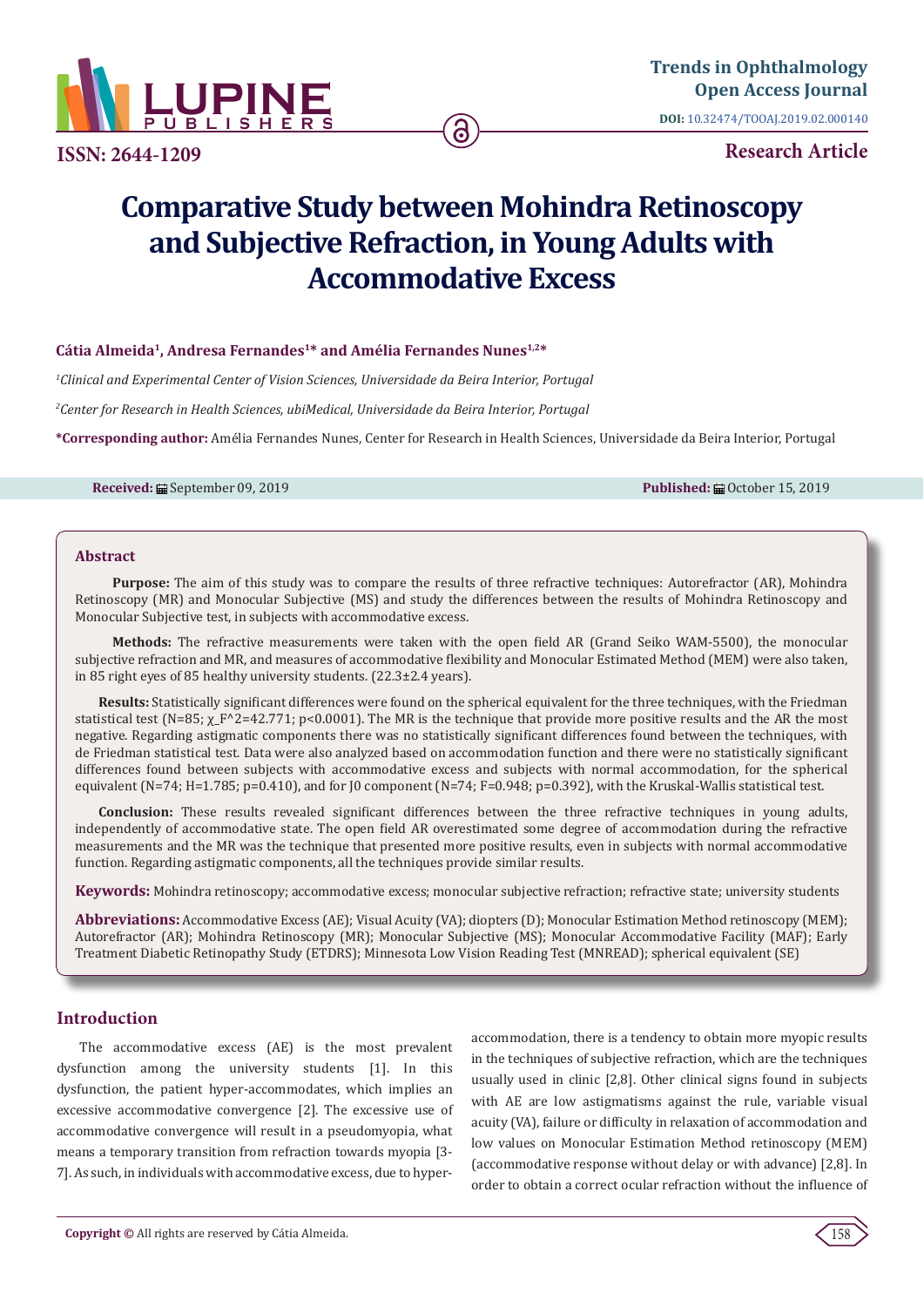ISSN: 2644-1209

Trends in Ophthalmology Open Access Journal

DOI: 10.32474/TOOAJ.2019.02.000140

Research Article

# Comparative Study between Mohindra Retinoscopy and Subjective Refraction, in Young Adults with Accommodative Excess

**Cátia Almeida[1], Andresa Fernandes[1]* and Amélia Fernandes Nunes[1,2]***

*[1]Clinical and Experimental Center of Vision Sciences, Universidade da Beira Interior, Portugal*

*[2]Center for Research in Health Sciences, ubiMedical, Universidade da Beira Interior, Portugal*

**\*Corresponding author:** Amélia Fernandes Nunes, Center for Research in Health Sciences, Universidade da Beira Interior, Portugal

**Received:** September 09, 2019 **Published:** October 15, 2019

## Abstract

**Purpose:** The aim of this study was to compare the results of three refractive techniques: Autorefractor (AR), Mohindra Retinoscopy (MR) and Monocular Subjective (MS) and study the differences between the results of Mohindra Retinoscopy and Monocular Subjective test, in subjects with accommodative excess.

**Methods:** The refractive measurements were taken with the open field AR (Grand Seiko WAM-5500), the monocular subjective refraction and MR, and measures of accommodative flexibility and Monocular Estimated Method (MEM) were also taken, in 85 right eyes of 85 healthy university students. (22.3±2.4 years).

**Results:** Statistically significant differences were found on the spherical equivalent for the three techniques, with the Friedman statistical test ($N=85$; $\chi_F^2=42.771$; $p<0.0001$). The MR is the technique that provide more positive results and the AR the most negative. Regarding astigmatic components there was no statistically significant differences found between the techniques, with de Friedman statistical test. Data were also analyzed based on accommodation function and there were no statistically significant differences found between subjects with accommodative excess and subjects with normal accommodation, for the spherical equivalent ($N=74$; $H=1.785$; $p=0.410$), and for J0 component ($N=74$; $F=0.948$; $p=0.392$), with the Kruskal-Wallis statistical test.

**Conclusion:** These results revealed significant differences between the three refractive techniques in young adults, independently of accommodative state. The open field AR overestimated some degree of accommodation during the refractive measurements and the MR was the technique that presented more positive results, even in subjects with normal accommodative function. Regarding astigmatic components, all the techniques provide similar results.

**Keywords:** Mohindra retinoscopy; accommodative excess; monocular subjective refraction; refractive state; university students

**Abbreviations:** Accommodative Excess (AE); Visual Acuity (VA); diopters (D); Monocular Estimation Method retinoscopy (MEM); Autorefractor (AR); Mohindra Retinoscopy (MR); Monocular Subjective (MS); Monocular Accommodative Facility (MAF); Early Treatment Diabetic Retinopathy Study (ETDRS); Minnesota Low Vision Reading Test (MNREAD); spherical equivalent (SE)

## Introduction

The accommodative excess (AE) is the most prevalent dysfunction among the university students [1]. In this dysfunction, the patient hyper-accommodates, which implies an excessive accommodative convergence [2]. The excessive use of accommodative convergence will result in a pseudomyopia, what means a temporary transition from refraction towards myopia [3-7]. As such, in individuals with accommodative excess, due to hyper-accommodation, there is a tendency to obtain more myopic results in the techniques of subjective refraction, which are the techniques usually used in clinic [2,8]. Other clinical signs found in subjects with AE are low astigmatisms against the rule, variable visual acuity (VA), failure or difficulty in relaxation of accommodation and low values on Monocular Estimation Method retinoscopy (MEM) (accommodative response without delay or with advance) [2,8]. In order to obtain a correct ocular refraction without the influence of

**Copyright ©** All rights are reserved by Cátia Almeida.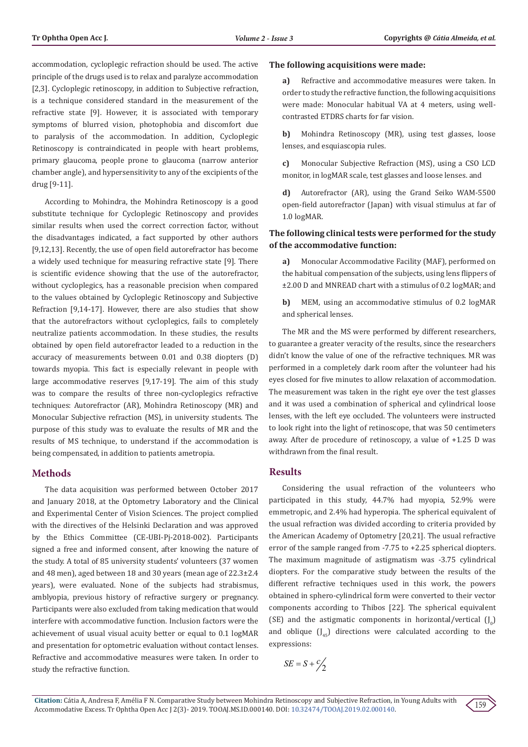accommodation, cycloplegic refraction should be used. The active principle of the drugs used is to relax and paralyze accommodation [2,3]. Cycloplegic retinoscopy, in addition to Subjective refraction, is a technique considered standard in the measurement of the refractive state [9]. However, it is associated with temporary symptoms of blurred vision, photophobia and discomfort due to paralysis of the accommodation. In addition, Cycloplegic Retinoscopy is contraindicated in people with heart problems, primary glaucoma, people prone to glaucoma (narrow anterior chamber angle), and hypersensitivity to any of the excipients of the drug [9-11].

According to Mohindra, the Mohindra Retinoscopy is a good substitute technique for Cycloplegic Retinoscopy and provides similar results when used the correct correction factor, without the disadvantages indicated, a fact supported by other authors [9,12,13]. Recently, the use of open field autorefractor has become a widely used technique for measuring refractive state [9]. There is scientific evidence showing that the use of the autorefractor, without cycloplegics, has a reasonable precision when compared to the values obtained by Cycloplegic Retinoscopy and Subjective Refraction [9,14-17]. However, there are also studies that show that the autorefractors without cycloplegics, fails to completely neutralize patients accommodation. In these studies, the results obtained by open field autorefractor leaded to a reduction in the accuracy of measurements between 0.01 and 0.38 diopters (D) towards myopia. This fact is especially relevant in people with large accommodative reserves [9,17-19]. The aim of this study was to compare the results of three non-cycloplegics refractive techniques: Autorefractor (AR), Mohindra Retinoscopy (MR) and Monocular Subjective refraction (MS), in university students. The purpose of this study was to evaluate the results of MR and the results of MS technique, to understand if the accommodation is being compensated, in addition to patients ametropia.

## Methods

The data acquisition was performed between October 2017 and January 2018, at the Optometry Laboratory and the Clinical and Experimental Center of Vision Sciences. The project complied with the directives of the Helsinki Declaration and was approved by the Ethics Committee (CE-UBI-Pj-2018-002). Participants signed a free and informed consent, after knowing the nature of the study. A total of 85 university students' volunteers (37 women and 48 men), aged between 18 and 30 years (mean age of 22.3±2.4 years), were evaluated. None of the subjects had strabismus, amblyopia, previous history of refractive surgery or pregnancy. Participants were also excluded from taking medication that would interfere with accommodative function. Inclusion factors were the achievement of usual visual acuity better or equal to 0.1 logMAR and presentation for optometric evaluation without contact lenses. Refractive and accommodative measures were taken. In order to study the refractive function.

**The following acquisitions were made:**

**a)** Refractive and accommodative measures were taken. In order to study the refractive function, the following acquisitions were made: Monocular habitual VA at 4 meters, using well-contrasted ETDRS charts for far vision.

**b)** Mohindra Retinoscopy (MR), using test glasses, loose lenses, and esquiascopia rules.

**c)** Monocular Subjective Refraction (MS), using a CSO LCD monitor, in logMAR scale, test glasses and loose lenses. and

**d)** Autorefractor (AR), using the Grand Seiko WAM-5500 open-field autorefractor (Japan) with visual stimulus at far of 1.0 logMAR.

**The following clinical tests were performed for the study of the accommodative function:**

**a)** Monocular Accommodative Facility (MAF), performed on the habitual compensation of the subjects, using lens flippers of ±2.00 D and MNREAD chart with a stimulus of 0.2 logMAR; and

**b)** MEM, using an accommodative stimulus of 0.2 logMAR and spherical lenses.

The MR and the MS were performed by different researchers, to guarantee a greater veracity of the results, since the researchers didn't know the value of one of the refractive techniques. MR was performed in a completely dark room after the volunteer had his eyes closed for five minutes to allow relaxation of accommodation. The measurement was taken in the right eye over the test glasses and it was used a combination of spherical and cylindrical loose lenses, with the left eye occluded. The volunteers were instructed to look right into the light of retinoscope, that was 50 centimeters away. After de procedure of retinoscopy, a value of +1.25 D was withdrawn from the final result.

## Results

Considering the usual refraction of the volunteers who participated in this study, 44.7% had myopia, 52.9% were emmetropic, and 2.4% had hyperopia. The spherical equivalent of the usual refraction was divided according to criteria provided by the American Academy of Optometry [20,21]. The usual refractive error of the sample ranged from -7.75 to +2.25 spherical diopters. The maximum magnitude of astigmatism was -3.75 cylindrical diopters. For the comparative study between the results of the different refractive techniques used in this work, the powers obtained in sphero-cylindrical form were converted to their vector components according to Thibos [22]. The spherical equivalent (SE) and the astigmatic components in horizontal/vertical ($J_0$) and oblique ($J_{45}$) directions were calculated according to the expressions:

$$SE = S + \frac{c}{2}$$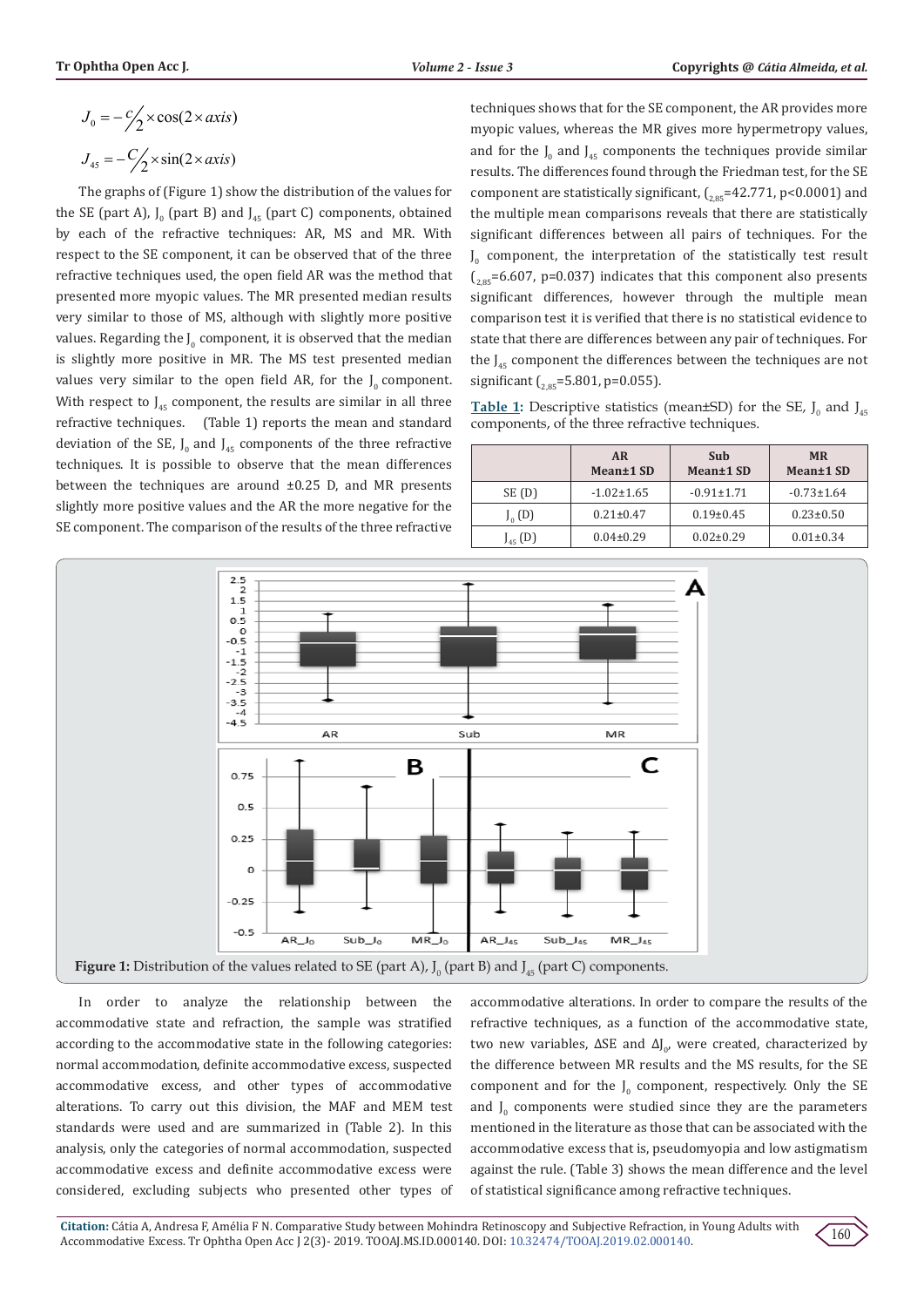$$J_0 = -\frac{c}{2} \times \cos(2 \times axis)$$

$$J_{45} = -\frac{C}{2} \times \sin(2 \times axis)$$

The graphs of (Figure 1) show the distribution of the values for the SE (part A), $J_0$ (part B) and $J_{45}$ (part C) components, obtained by each of the refractive techniques: AR, MS and MR. With respect to the SE component, it can be observed that of the three refractive techniques used, the open field AR was the method that presented more myopic values. The MR presented median results very similar to those of MS, although with slightly more positive values. Regarding the $J_0$ component, it is observed that the median is slightly more positive in MR. The MS test presented median values very similar to the open field AR, for the $J_0$ component. With respect to $J_{45}$ component, the results are similar in all three refractive techniques. (Table 1) reports the mean and standard deviation of the SE, $J_0$ and $J_{45}$ components of the three refractive techniques. It is possible to observe that the mean differences between the techniques are around ±0.25 D, and MR presents slightly more positive values and the AR the more negative for the SE component. The comparison of the results of the three refractive techniques shows that for the SE component, the AR provides more myopic values, whereas the MR gives more hypermetropy values, and for the $J_0$ and $J_{45}$ components the techniques provide similar results. The differences found through the Friedman test, for the SE component are statistically significant, ($_{2,85}$=42.771, $p<0.0001$) and the multiple mean comparisons reveals that there are statistically significant differences between all pairs of techniques. For the $J_0$ component, the interpretation of the statistically test result ($_{2,85}$=6.607, $p=0.037$) indicates that this component also presents significant differences, however through the multiple mean comparison test it is verified that there is no statistical evidence to state that there are differences between any pair of techniques. For the $J_{45}$ component the differences between the techniques are not significant ($_{2,85}$=5.801, $p=0.055$).

**Table 1:** Descriptive statistics (mean±SD) for the SE, $J_0$ and $J_{45}$ components, of the three refractive techniques.

| | AR Mean±1 SD | Sub Mean±1 SD | MR Mean±1 SD |
|---|---|---|---|
| SE (D) | -1.02±1.65 | -0.91±1.71 | -0.73±1.64 |
| $J_0$ (D) | 0.21±0.47 | 0.19±0.45 | 0.23±0.50 |
| $J_{45}$ (D) | 0.04±0.29 | 0.02±0.29 | 0.01±0.34 |

**Figure 1:** Distribution of the values related to SE (part A), $J_0$ (part B) and $J_{45}$ (part C) components.

In order to analyze the relationship between the accommodative state and refraction, the sample was stratified according to the accommodative state in the following categories: normal accommodation, definite accommodative excess, suspected accommodative excess, and other types of accommodative alterations. To carry out this division, the MAF and MEM test standards were used and are summarized in (Table 2). In this analysis, only the categories of normal accommodation, suspected accommodative excess and definite accommodative excess were considered, excluding subjects who presented other types of accommodative alterations. In order to compare the results of the refractive techniques, as a function of the accommodative state, two new variables, ΔSE and $\Delta J_0$, were created, characterized by the difference between MR results and the MS results, for the SE component and for the $J_0$ component, respectively. Only the SE and $J_0$ components were studied since they are the parameters mentioned in the literature as those that can be associated with the accommodative excess that is, pseudomyopia and low astigmatism against the rule. (Table 3) shows the mean difference and the level of statistical significance among refractive techniques.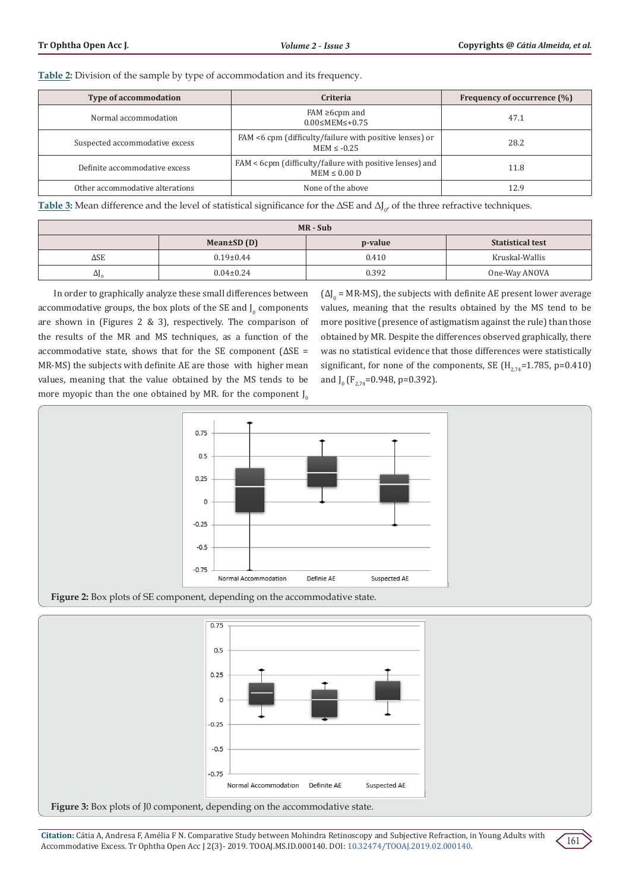**Table 2:** Division of the sample by type of accommodation and its frequency.

| Type of accommodation | Criteria | Frequency of occurrence (%) |
|---|---|---|
| Normal accommodation | FAM ≥6cpm and 0.00≤MEM≤+0.75 | 47.1 |
| Suspected accommodative excess | FAM <6 cpm (difficulty/failure with positive lenses) or MEM ≤ -0.25 | 28.2 |
| Definite accommodative excess | FAM < 6cpm (difficulty/failure with positive lenses) and MEM ≤ 0.00 D | 11.8 |
| Other accommodative alterations | None of the above | 12.9 |

**Table 3:** Mean difference and the level of statistical significance for the ΔSE and $\Delta J_0$, of the three refractive techniques.

| MR - Sub | | | |
|---|---|---|---|
| | Mean±SD (D) | p-value | Statistical test |
| ΔSE | 0.19±0.44 | 0.410 | Kruskal-Wallis |
| $\Delta J_0$ | 0.04±0.24 | 0.392 | One-Way ANOVA |

In order to graphically analyze these small differences between accommodative groups, the box plots of the SE and $J_0$ components are shown in (Figures 2 & 3), respectively. The comparison of the results of the MR and MS techniques, as a function of the accommodative state, shows that for the SE component (ΔSE = MR-MS) the subjects with definite AE are those with higher mean values, meaning that the value obtained by the MS tends to be more myopic than the one obtained by MR. for the component $J_0$ ($\Delta J_0$ = MR-MS), the subjects with definite AE present lower average values, meaning that the results obtained by the MS tend to be more positive (presence of astigmatism against the rule) than those obtained by MR. Despite the differences observed graphically, there was no statistical evidence that those differences were statistically significant, for none of the components, SE ($H_{2,74}$=1.785, p=0.410) and $J_0$ ($F_{2,74}$=0.948, p=0.392).

**Figure 2:** Box plots of SE component, depending on the accommodative state.

**Figure 3:** Box plots of J0 component, depending on the accommodative state.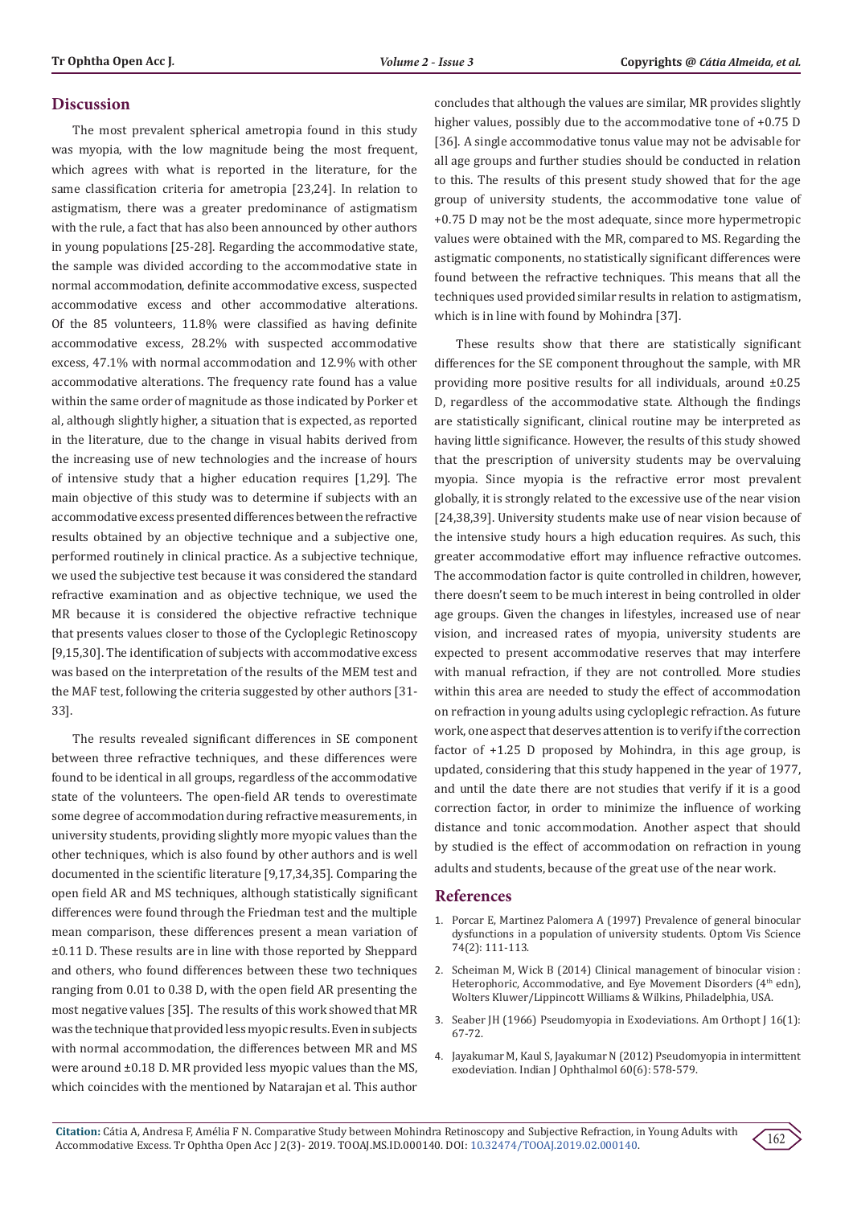## Discussion

The most prevalent spherical ametropia found in this study was myopia, with the low magnitude being the most frequent, which agrees with what is reported in the literature, for the same classification criteria for ametropia [23,24]. In relation to astigmatism, there was a greater predominance of astigmatism with the rule, a fact that has also been announced by other authors in young populations [25-28]. Regarding the accommodative state, the sample was divided according to the accommodative state in normal accommodation, definite accommodative excess, suspected accommodative excess and other accommodative alterations. Of the 85 volunteers, 11.8% were classified as having definite accommodative excess, 28.2% with suspected accommodative excess, 47.1% with normal accommodation and 12.9% with other accommodative alterations. The frequency rate found has a value within the same order of magnitude as those indicated by Porker et al, although slightly higher, a situation that is expected, as reported in the literature, due to the change in visual habits derived from the increasing use of new technologies and the increase of hours of intensive study that a higher education requires [1,29]. The main objective of this study was to determine if subjects with an accommodative excess presented differences between the refractive results obtained by an objective technique and a subjective one, performed routinely in clinical practice. As a subjective technique, we used the subjective test because it was considered the standard refractive examination and as objective technique, we used the MR because it is considered the objective refractive technique that presents values closer to those of the Cycloplegic Retinoscopy [9,15,30]. The identification of subjects with accommodative excess was based on the interpretation of the results of the MEM test and the MAF test, following the criteria suggested by other authors [31-33].

The results revealed significant differences in SE component between three refractive techniques, and these differences were found to be identical in all groups, regardless of the accommodative state of the volunteers. The open-field AR tends to overestimate some degree of accommodation during refractive measurements, in university students, providing slightly more myopic values than the other techniques, which is also found by other authors and is well documented in the scientific literature [9,17,34,35]. Comparing the open field AR and MS techniques, although statistically significant differences were found through the Friedman test and the multiple mean comparison, these differences present a mean variation of ±0.11 D. These results are in line with those reported by Sheppard and others, who found differences between these two techniques ranging from 0.01 to 0.38 D, with the open field AR presenting the most negative values [35]. The results of this work showed that MR was the technique that provided less myopic results. Even in subjects with normal accommodation, the differences between MR and MS were around ±0.18 D. MR provided less myopic values than the MS, which coincides with the mentioned by Natarajan et al. This author concludes that although the values are similar, MR provides slightly higher values, possibly due to the accommodative tone of +0.75 D [36]. A single accommodative tonus value may not be advisable for all age groups and further studies should be conducted in relation to this. The results of this present study showed that for the age group of university students, the accommodative tone value of +0.75 D may not be the most adequate, since more hypermetropic values were obtained with the MR, compared to MS. Regarding the astigmatic components, no statistically significant differences were found between the refractive techniques. This means that all the techniques used provided similar results in relation to astigmatism, which is in line with found by Mohindra [37].

These results show that there are statistically significant differences for the SE component throughout the sample, with MR providing more positive results for all individuals, around ±0.25 D, regardless of the accommodative state. Although the findings are statistically significant, clinical routine may be interpreted as having little significance. However, the results of this study showed that the prescription of university students may be overvaluing myopia. Since myopia is the refractive error most prevalent globally, it is strongly related to the excessive use of the near vision [24,38,39]. University students make use of near vision because of the intensive study hours a high education requires. As such, this greater accommodative effort may influence refractive outcomes. The accommodation factor is quite controlled in children, however, there doesn't seem to be much interest in being controlled in older age groups. Given the changes in lifestyles, increased use of near vision, and increased rates of myopia, university students are expected to present accommodative reserves that may interfere with manual refraction, if they are not controlled. More studies within this area are needed to study the effect of accommodation on refraction in young adults using cycloplegic refraction. As future work, one aspect that deserves attention is to verify if the correction factor of +1.25 D proposed by Mohindra, in this age group, is updated, considering that this study happened in the year of 1977, and until the date there are not studies that verify if it is a good correction factor, in order to minimize the influence of working distance and tonic accommodation. Another aspect that should by studied is the effect of accommodation on refraction in young adults and students, because of the great use of the near work.

## References

1. Porcar E, Martinez Palomera A (1997) Prevalence of general binocular dysfunctions in a population of university students. Optom Vis Science 74(2): 111-113.
2. Scheiman M, Wick B (2014) Clinical management of binocular vision : Heterophoric, Accommodative, and Eye Movement Disorders (4th edn), Wolters Kluwer/Lippincott Williams & Wilkins, Philadelphia, USA.
3. Seaber JH (1966) Pseudomyopia in Exodeviations. Am Orthopt J 16(1): 67-72.
4. Jayakumar M, Kaul S, Jayakumar N (2012) Pseudomyopia in intermittent exodeviation. Indian J Ophthalmol 60(6): 578-579.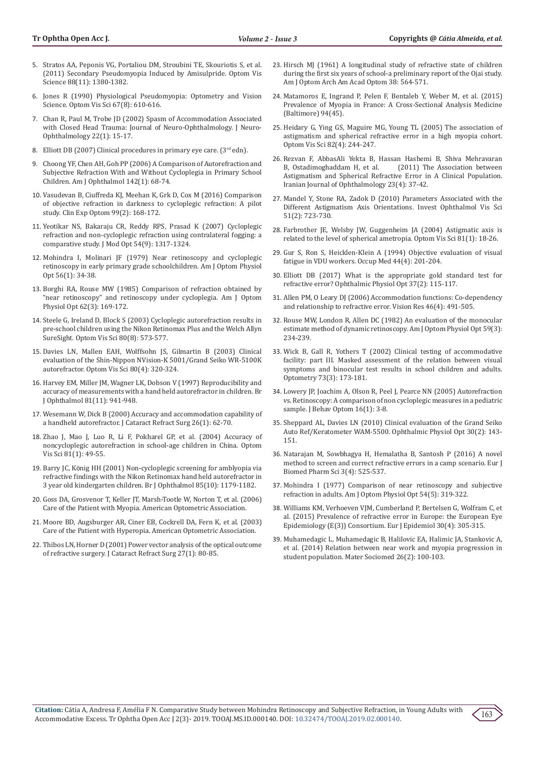5. Stratos AA, Peponis VG, Portaliou DM, Stroubini TE, Skouriotis S, et al. (2011) Secondary Pseudomyopia Induced by Amisulpride. Optom Vis Science 88(11): 1380-1382.
6. Jones R (1990) Physiological Pseudomyopia: Optometry and Vision Science. Optom Vis Sci 67(8): 610-616.
7. Chan R, Paul M, Trobe JD (2002) Spasm of Accommodation Associated with Closed Head Trauma: Journal of Neuro-Ophthalmology. J Neuro-Ophthalmology 22(1): 15-17.
8. Elliott DB (2007) Clinical procedures in primary eye care. (3rd edn).
9. Choong YF, Chen AH, Goh PP (2006) A Comparison of Autorefraction and Subjective Refraction With and Without Cycloplegia in Primary School Children. Am J Ophthalmol 142(1): 68-74.
10. Vasudevan B, Ciuffreda KJ, Meehan K, Grk D, Cox M (2016) Comparison of objective refraction in darkness to cycloplegic refraction: A pilot study. Clin Exp Optom 99(2): 168-172.
11. Yeotikar NS, Bakaraju CR, Reddy RPS, Prasad K (2007) Cycloplegic refraction and non-cycloplegic refraction using contralateral fogging: a comparative study. J Mod Opt 54(9): 1317-1324.
12. Mohindra I, Molinari JF (1979) Near retinoscopy and cycloplegic retinoscopy in early primary grade schoolchildren. Am J Optom Physiol Opt 56(1): 34-38.
13. Borghi RA, Rouse MW (1985) Comparison of refraction obtained by "near retinoscopy" and retinoscopy under cycloplegia. Am J Optom Physiol Opt 62(3): 169-172.
14. Steele G, Ireland D, Block S (2003) Cycloplegic autorefraction results in pre-school children using the Nikon Retinomax Plus and the Welch Allyn SureSight. Optom Vis Sci 80(8): 573-577.
15. Davies LN, Mallen EAH, Wolffsohn JS, Gilmartin B (2003) Clinical evaluation of the Shin-Nippon NVision-K 5001/Grand Seiko WR-5100K autorefractor. Optom Vis Sci 80(4): 320-324.
16. Harvey EM, Miller JM, Wagner LK, Dobson V (1997) Reproducibility and accuracy of measurements with a hand held autorefractor in children. Br J Ophthalmol 81(11): 941-948.
17. Wesemann W, Dick B (2000) Accuracy and accommodation capability of a handheld autorefractor. J Cataract Refract Surg 26(1): 62-70.
18. Zhao J, Mao J, Luo R, Li F, Pokharel GP, et al. (2004) Accuracy of noncycloplegic autorefraction in school-age children in China. Optom Vis Sci 81(1): 49-55.
19. Barry JC, König HH (2001) Non-cycloplegic screening for amblyopia via refractive findings with the Nikon Retinomax hand held autorefractor in 3 year old kindergarten children. Br J Ophthalmol 85(10): 1179-1182.
20. Goss DA, Grosvenor T, Keller JT, Marsh-Tootle W, Norton T, et al. (2006) Care of the Patient with Myopia. American Optometric Association.
21. Moore BD, Augsburger AR, Ciner EB, Cockrell DA, Fern K, et al. (2003) Care of the Patient with Hyperopia. American Optometric Association.
22. Thibos LN, Horner D (2001) Power vector analysis of the optical outcome of refractive surgery. J Cataract Refract Surg 27(1): 80-85.
23. Hirsch MJ (1961) A longitudinal study of refractive state of children during the first six years of school-a preliminary report of the Ojai study. Am J Optom Arch Am Acad Optom 38: 564-571.
24. Matamoros E, Ingrand P, Pelen F, Bentaleb Y, Weber M, et al. (2015) Prevalence of Myopia in France: A Cross-Sectional Analysis Medicine (Baltimore) 94(45).
25. Heidary G, Ying GS, Maguire MG, Young TL (2005) The association of astigmatism and spherical refractive error in a high myopia cohort. Optom Vis Sci 82(4): 244-247.
26. Rezvan F, AbbasAli Yekta B, Hassan Hashemi B, Shiva Mehravaran B, Ostadimoghaddam H, et al. (2011) The Association between Astigmatism and Spherical Refractive Error in A Clinical Population. Iranian Journal of Ophthalmology 23(4): 37-42.
27. Mandel Y, Stone RA, Zadok D (2010) Parameters Associated with the Different Astigmatism Axis Orientations. Invest Ophthalmol Vis Sci 51(2): 723-730.
28. Farbrother JE, Welsby JW, Guggenheim JA (2004) Astigmatic axis is related to the level of spherical ametropia. Optom Vis Sci 81(1): 18-26.
29. Gur S, Ron S, Heicklen-Klein A (1994) Objective evaluation of visual fatigue in VDU workers. Occup Med 44(4): 201-204.
30. Elliott DB (2017) What is the appropriate gold standard test for refractive error? Ophthalmic Physiol Opt 37(2): 115-117.
31. Allen PM, O Leary DJ (2006) Accommodation functions: Co-dependency and relationship to refractive error. Vision Res 46(4): 491-505.
32. Rouse MW, London R, Allen DC (1982) An evaluation of the monocular estimate method of dynamic retinoscopy. Am J Optom Physiol Opt 59(3): 234-239.
33. Wick B, Gall R, Yothers T (2002) Clinical testing of accommodative facility: part III. Masked assessment of the relation between visual symptoms and binocular test results in school children and adults. Optometry 73(3): 173-181.
34. Lowery JP, Joachim A, Olson R, Peel J, Pearce NN (2005) Autorefraction vs. Retinoscopy: A comparison of non cycloplegic measures in a pediatric sample. J Behav Optom 16(1): 3-8.
35. Sheppard AL, Davies LN (2010) Clinical evaluation of the Grand Seiko Auto Ref/Keratometer WAM-5500. Ophthalmic Physiol Opt 30(2): 143-151.
36. Natarajan M, Sowbhagya H, Hemalatha B, Santosh P (2016) A novel method to screen and correct refractive errors in a camp scenario. Eur J Biomed Pharm Sci 3(4): 525-537.
37. Mohindra I (1977) Comparison of near retinoscopy and subjective refraction in adults. Am J Optom Physiol Opt 54(5): 319-322.
38. Williams KM, Verhoeven VJM, Cumberland P, Bertelsen G, Wolfram C, et al. (2015) Prevalence of refractive error in Europe: the European Eye Epidemiology (E(3)) Consortium. Eur J Epidemiol 30(4): 305-315.
39. Muhamedagic L, Muhamedagic B, Halilovic EA, Halimic JA, Stankovic A, et al. (2014) Relation between near work and myopia progression in student population. Mater Sociomed 26(2): 100-103.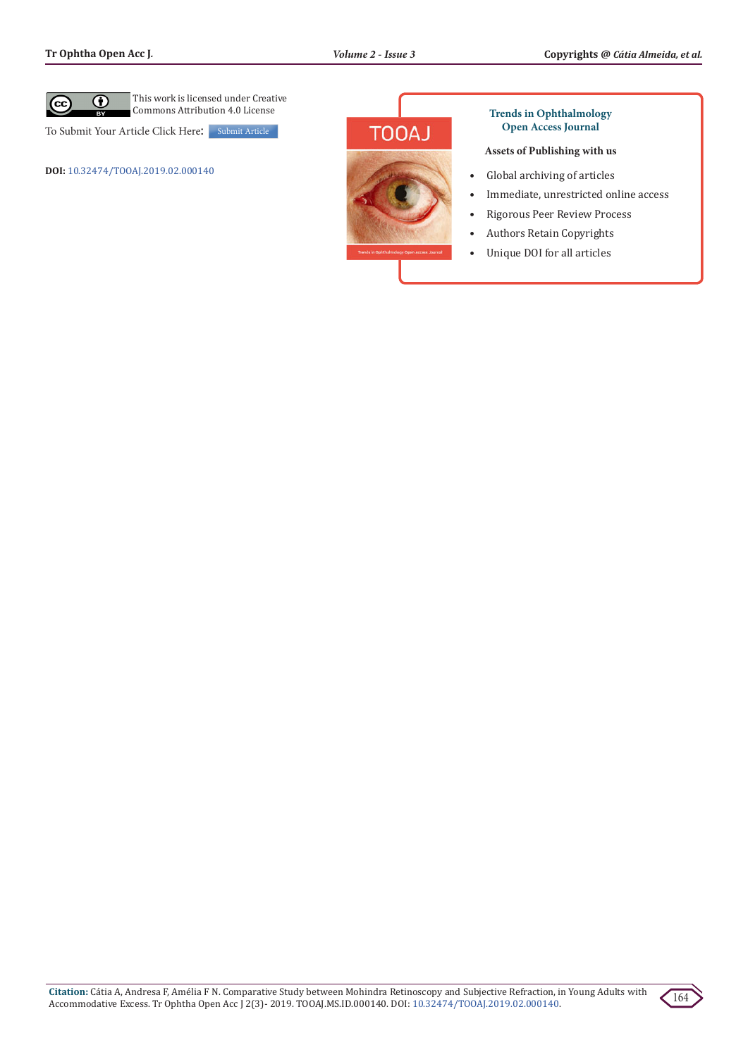This work is licensed under Creative Commons Attribution 4.0 License

To Submit Your Article Click Here: Submit Article

**DOI:** 10.32474/TOOAJ.2019.02.000140

TOOAJ

Trends in Ophthalmology Open Access Journal

**Trends in Ophthalmology Open Access Journal**

**Assets of Publishing with us**

- Global archiving of articles
- Immediate, unrestricted online access
- Rigorous Peer Review Process
- Authors Retain Copyrights
- Unique DOI for all articles

**Citation:** Cátia A, Andresa F, Amélia F N. Comparative Study between Mohindra Retinoscopy and Subjective Refraction, in Young Adults with Accommodative Excess. Tr Ophtha Open Acc J 2(3)- 2019. TOOAJ.MS.ID.000140. DOI: 10.32474/TOOAJ.2019.02.000140.